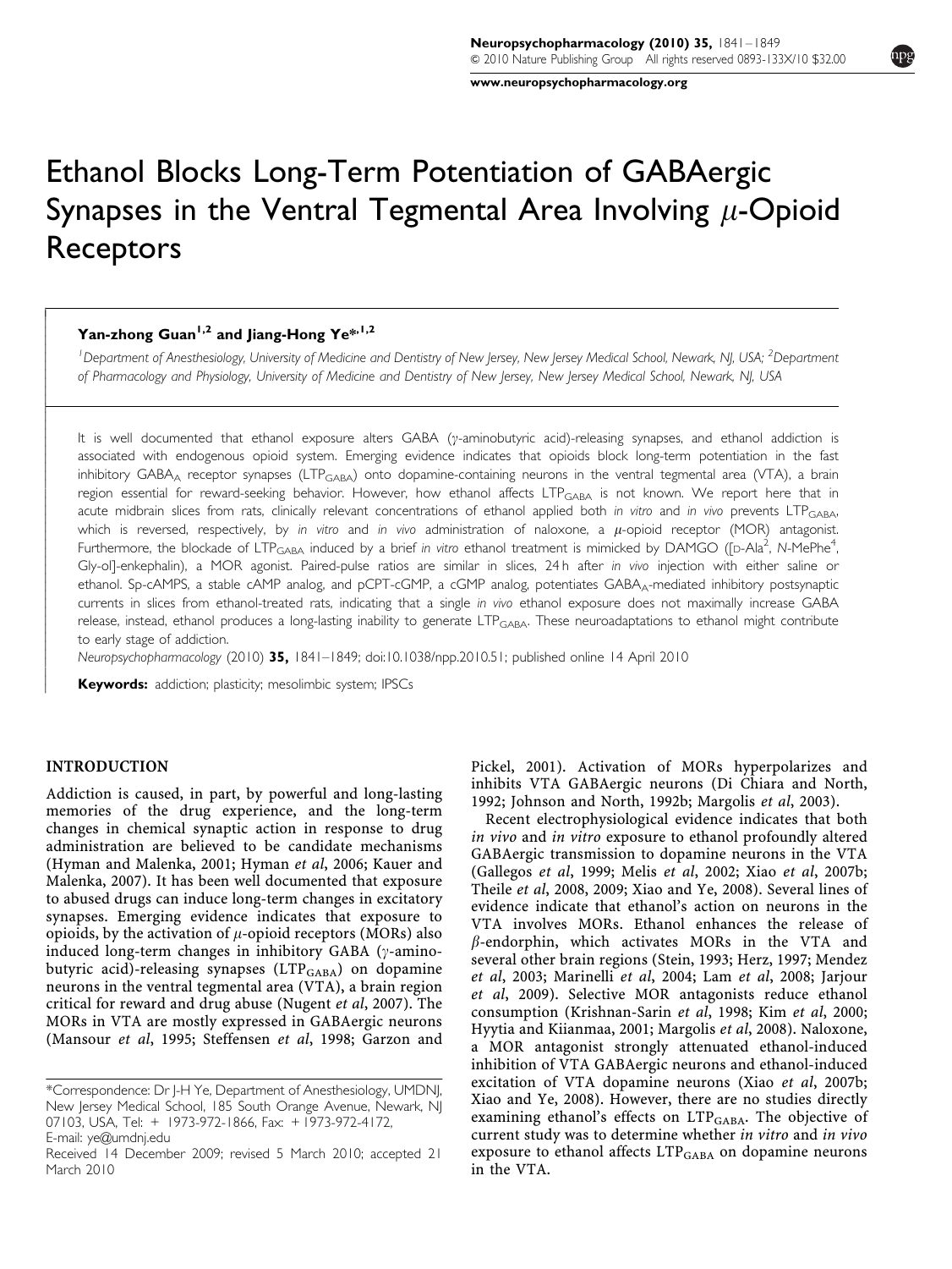# Ethanol Blocks Long-Term Potentiation of GABAergic Synapses in the Ventral Tegmental Area Involving $\mu$-Opioid Receptors

**Yan-zhong Guan[1,2] and Jiang-Hong Ye*[1,2]**

[1]Department of Anesthesiology, University of Medicine and Dentistry of New Jersey, New Jersey Medical School, Newark, NJ, USA; [2]Department of Pharmacology and Physiology, University of Medicine and Dentistry of New Jersey, New Jersey Medical School, Newark, NJ, USA

It is well documented that ethanol exposure alters GABA ($\gamma$-aminobutyric acid)-releasing synapses, and ethanol addiction is associated with endogenous opioid system. Emerging evidence indicates that opioids block long-term potentiation in the fast inhibitory $GABA_A$ receptor synapses ($LTP_{GABA}$) onto dopamine-containing neurons in the ventral tegmental area (VTA), a brain region essential for reward-seeking behavior. However, how ethanol affects $LTP_{GABA}$ is not known. We report here that in acute midbrain slices from rats, clinically relevant concentrations of ethanol applied both *in vitro* and *in vivo* prevents $LTP_{GABA}$, which is reversed, respectively, by *in vitro* and *in vivo* administration of naloxone, a $\mu$-opioid receptor (MOR) antagonist. Furthermore, the blockade of $LTP_{GABA}$ induced by a brief *in vitro* ethanol treatment is mimicked by DAMGO ([D-Ala$^2$, N-MePhe$^4$, Gly-ol]-enkephalin), a MOR agonist. Paired-pulse ratios are similar in slices, 24 h after *in vivo* injection with either saline or ethanol. Sp-cAMPS, a stable cAMP analog, and pCPT-cGMP, a cGMP analog, potentiates $GABA_A$-mediated inhibitory postsynaptic currents in slices from ethanol-treated rats, indicating that a single *in vivo* ethanol exposure does not maximally increase GABA release, instead, ethanol produces a long-lasting inability to generate $LTP_{GABA}$. These neuroadaptations to ethanol might contribute to early stage of addiction.

*Neuropsychopharmacology* (2010) **35**, 1841–1849; doi:10.1038/npp.2010.51; published online 14 April 2010

**Keywords:** addiction; plasticity; mesolimbic system; IPSCs

## INTRODUCTION

Addiction is caused, in part, by powerful and long-lasting memories of the drug experience, and the long-term changes in chemical synaptic action in response to drug administration are believed to be candidate mechanisms (Hyman and Malenka, 2001; Hyman *et al*, 2006; Kauer and Malenka, 2007). It has been well documented that exposure to abused drugs can induce long-term changes in excitatory synapses. Emerging evidence indicates that exposure to opioids, by the activation of $\mu$-opioid receptors (MORs) also induced long-term changes in inhibitory GABA ($\gamma$-aminobutyric acid)-releasing synapses ($LTP_{GABA}$) on dopamine neurons in the ventral tegmental area (VTA), a brain region critical for reward and drug abuse (Nugent *et al*, 2007). The MORs in VTA are mostly expressed in GABAergic neurons (Mansour *et al*, 1995; Steffensen *et al*, 1998; Garzon and Pickel, 2001). Activation of MORs hyperpolarizes and inhibits VTA GABAergic neurons (Di Chiara and North, 1992; Johnson and North, 1992b; Margolis *et al*, 2003).

Recent electrophysiological evidence indicates that both *in vivo* and *in vitro* exposure to ethanol profoundly altered GABAergic transmission to dopamine neurons in the VTA (Gallegos *et al*, 1999; Melis *et al*, 2002; Xiao *et al*, 2007b; Theile *et al*, 2008, 2009; Xiao and Ye, 2008). Several lines of evidence indicate that ethanol's action on neurons in the VTA involves MORs. Ethanol enhances the release of $\beta$-endorphin, which activates MORs in the VTA and several other brain regions (Stein, 1993; Herz, 1997; Mendez *et al*, 2003; Marinelli *et al*, 2004; Lam *et al*, 2008; Jarjour *et al*, 2009). Selective MOR antagonists reduce ethanol consumption (Krishnan-Sarin *et al*, 1998; Kim *et al*, 2000; Hyytia and Kiianmaa, 2001; Margolis *et al*, 2008). Naloxone, a MOR antagonist strongly attenuated ethanol-induced inhibition of VTA GABAergic neurons and ethanol-induced excitation of VTA dopamine neurons (Xiao *et al*, 2007b; Xiao and Ye, 2008). However, there are no studies directly examining ethanol's effects on $LTP_{GABA}$. The objective of current study was to determine whether *in vitro* and *in vivo* exposure to ethanol affects $LTP_{GABA}$ on dopamine neurons in the VTA.

*Correspondence: Dr J-H Ye, Department of Anesthesiology, UMDNJ, New Jersey Medical School, 185 South Orange Avenue, Newark, NJ 07103, USA, Tel: + 1973-972-1866, Fax: + 1973-972-4172, E-mail: ye@umdnj.edu

Received 14 December 2009; revised 5 March 2010; accepted 21 March 2010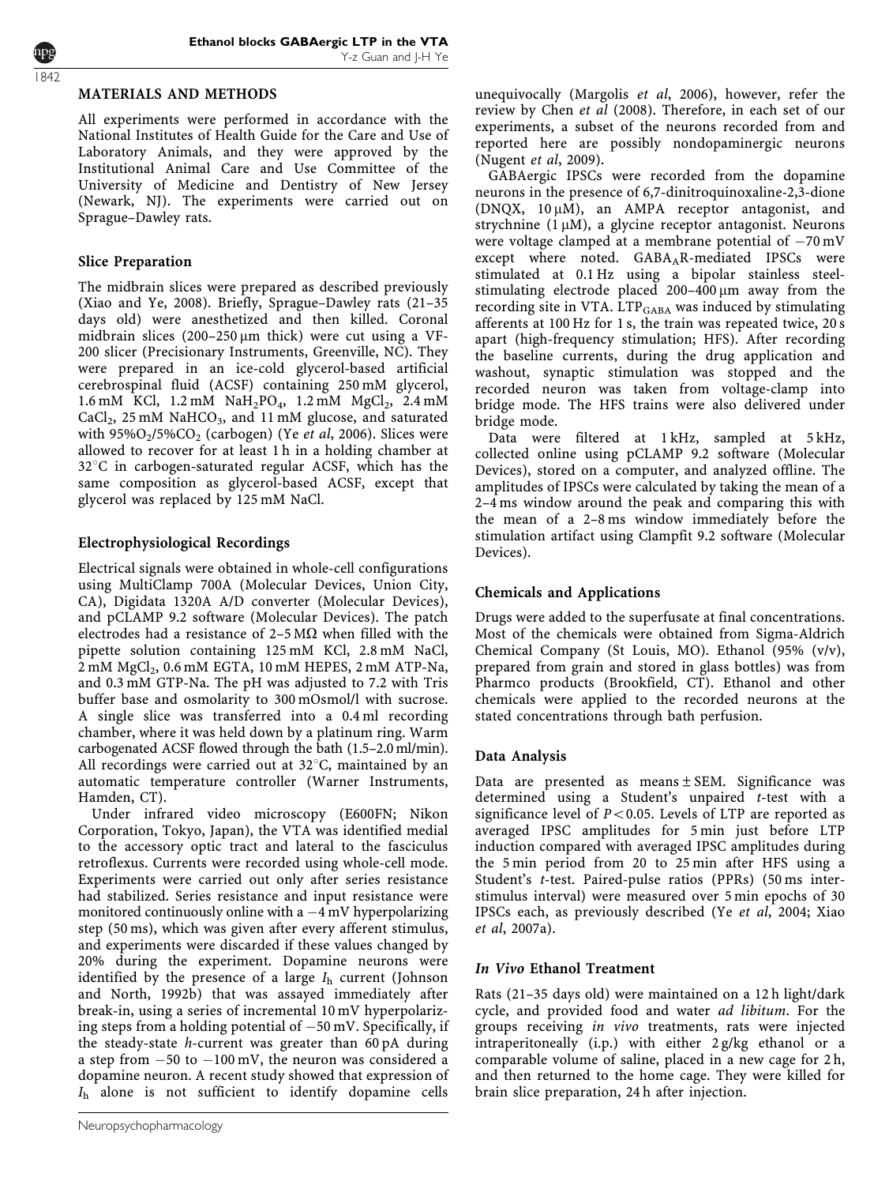## MATERIALS AND METHODS

All experiments were performed in accordance with the National Institutes of Health Guide for the Care and Use of Laboratory Animals, and they were approved by the Institutional Animal Care and Use Committee of the University of Medicine and Dentistry of New Jersey (Newark, NJ). The experiments were carried out on Sprague–Dawley rats.

### Slice Preparation

The midbrain slices were prepared as described previously (Xiao and Ye, 2008). Briefly, Sprague–Dawley rats (21–35 days old) were anesthetized and then killed. Coronal midbrain slices (200–250 μm thick) were cut using a VF-200 slicer (Precisionary Instruments, Greenville, NC). They were prepared in an ice-cold glycerol-based artificial cerebrospinal fluid (ACSF) containing 250 mM glycerol, 1.6 mM KCl, 1.2 mM $NaH_2PO_4$, 1.2 mM $MgCl_2$, 2.4 mM $CaCl_2$, 25 mM $NaHCO_3$, and 11 mM glucose, and saturated with 95%$O_2$/5%$CO_2$ (carbogen) (Ye *et al*, 2006). Slices were allowed to recover for at least 1 h in a holding chamber at 32°C in carbogen-saturated regular ACSF, which has the same composition as glycerol-based ACSF, except that glycerol was replaced by 125 mM NaCl.

### Electrophysiological Recordings

Electrical signals were obtained in whole-cell configurations using MultiClamp 700A (Molecular Devices, Union City, CA), Digidata 1320A A/D converter (Molecular Devices), and pCLAMP 9.2 software (Molecular Devices). The patch electrodes had a resistance of 2–5 MΩ when filled with the pipette solution containing 125 mM KCl, 2.8 mM NaCl, 2 mM $MgCl_2$, 0.6 mM EGTA, 10 mM HEPES, 2 mM ATP-Na, and 0.3 mM GTP-Na. The pH was adjusted to 7.2 with Tris buffer base and osmolarity to 300 mOsmol/l with sucrose. A single slice was transferred into a 0.4 ml recording chamber, where it was held down by a platinum ring. Warm carbogenated ACSF flowed through the bath (1.5–2.0 ml/min). All recordings were carried out at 32°C, maintained by an automatic temperature controller (Warner Instruments, Hamden, CT).

Under infrared video microscopy (E600FN; Nikon Corporation, Tokyo, Japan), the VTA was identified medial to the accessory optic tract and lateral to the fasciculus retroflexus. Currents were recorded using whole-cell mode. Experiments were carried out only after series resistance had stabilized. Series resistance and input resistance were monitored continuously online with a −4 mV hyperpolarizing step (50 ms), which was given after every afferent stimulus, and experiments were discarded if these values changed by 20% during the experiment. Dopamine neurons were identified by the presence of a large $I_h$ current (Johnson and North, 1992b) that was assayed immediately after break-in, using a series of incremental 10 mV hyperpolarizing steps from a holding potential of −50 mV. Specifically, if the steady-state *h*-current was greater than 60 pA during a step from −50 to −100 mV, the neuron was considered a dopamine neuron. A recent study showed that expression of $I_h$ alone is not sufficient to identify dopamine cells unequivocally (Margolis *et al*, 2006), however, refer the review by Chen *et al* (2008). Therefore, in each set of our experiments, a subset of the neurons recorded from and reported here are possibly nondopaminergic neurons (Nugent *et al*, 2009).

GABAergic IPSCs were recorded from the dopamine neurons in the presence of 6,7-dinitroquinoxaline-2,3-dione (DNQX, 10 μM), an AMPA receptor antagonist, and strychnine (1 μM), a glycine receptor antagonist. Neurons were voltage clamped at a membrane potential of −70 mV except where noted. $GABA_AR$-mediated IPSCs were stimulated at 0.1 Hz using a bipolar stainless steel-stimulating electrode placed 200–400 μm away from the recording site in VTA. $LTP_{GABA}$ was induced by stimulating afferents at 100 Hz for 1 s, the train was repeated twice, 20 s apart (high-frequency stimulation; HFS). After recording the baseline currents, during the drug application and washout, synaptic stimulation was stopped and the recorded neuron was taken from voltage-clamp into bridge mode. The HFS trains were also delivered under bridge mode.

Data were filtered at 1 kHz, sampled at 5 kHz, collected online using pCLAMP 9.2 software (Molecular Devices), stored on a computer, and analyzed offline. The amplitudes of IPSCs were calculated by taking the mean of a 2–4 ms window around the peak and comparing this with the mean of a 2–8 ms window immediately before the stimulation artifact using Clampfit 9.2 software (Molecular Devices).

### Chemicals and Applications

Drugs were added to the superfusate at final concentrations. Most of the chemicals were obtained from Sigma-Aldrich Chemical Company (St Louis, MO). Ethanol (95% (v/v), prepared from grain and stored in glass bottles) was from Pharmco products (Brookfield, CT). Ethanol and other chemicals were applied to the recorded neurons at the stated concentrations through bath perfusion.

### Data Analysis

Data are presented as means ± SEM. Significance was determined using a Student's unpaired *t*-test with a significance level of $P<0.05$. Levels of LTP are reported as averaged IPSC amplitudes for 5 min just before LTP induction compared with averaged IPSC amplitudes during the 5 min period from 20 to 25 min after HFS using a Student's *t*-test. Paired-pulse ratios (PPRs) (50 ms inter-stimulus interval) were measured over 5 min epochs of 30 IPSCs each, as previously described (Ye *et al*, 2004; Xiao *et al*, 2007a).

### *In Vivo* Ethanol Treatment

Rats (21–35 days old) were maintained on a 12 h light/dark cycle, and provided food and water *ad libitum*. For the groups receiving *in vivo* treatments, rats were injected intraperitoneally (i.p.) with either 2 g/kg ethanol or a comparable volume of saline, placed in a new cage for 2 h, and then returned to the home cage. They were killed for brain slice preparation, 24 h after injection.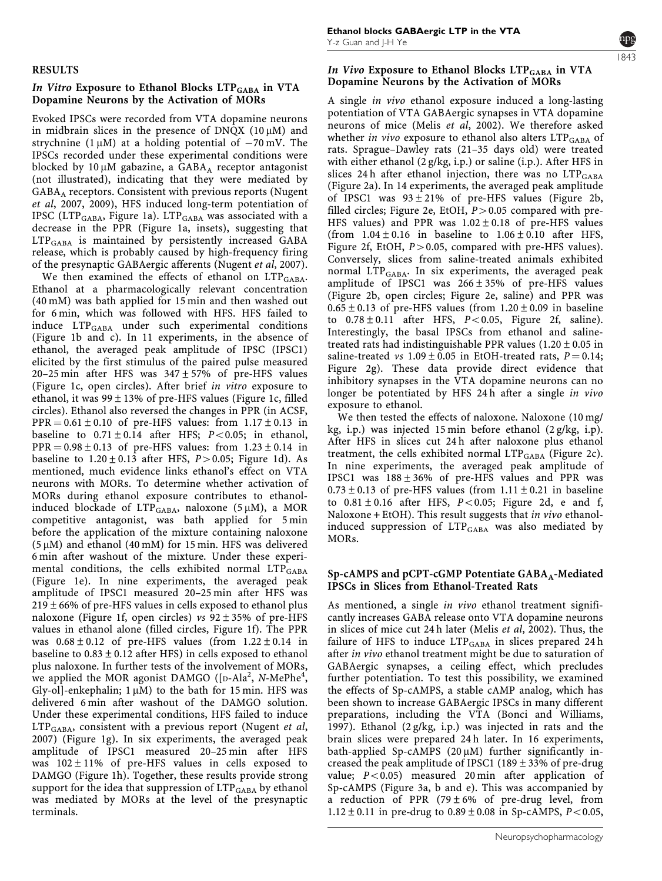## RESULTS

### *In Vitro* Exposure to Ethanol Blocks $LTP_{GABA}$ in VTA Dopamine Neurons by the Activation of MORs

Evoked IPSCs were recorded from VTA dopamine neurons in midbrain slices in the presence of DNQX (10 μM) and strychnine (1 μM) at a holding potential of −70 mV. The IPSCs recorded under these experimental conditions were blocked by 10 μM gabazine, a $GABA_A$ receptor antagonist (not illustrated), indicating that they were mediated by $GABA_A$ receptors. Consistent with previous reports (Nugent *et al*, 2007, 2009), HFS induced long-term potentiation of IPSC ($LTP_{GABA}$, Figure 1a). $LTP_{GABA}$ was associated with a decrease in the PPR (Figure 1a, insets), suggesting that $LTP_{GABA}$ is maintained by persistently increased GABA release, which is probably caused by high-frequency firing of the presynaptic GABAergic afferents (Nugent *et al*, 2007).

We then examined the effects of ethanol on $LTP_{GABA}$. Ethanol at a pharmacologically relevant concentration (40 mM) was bath applied for 15 min and then washed out for 6 min, which was followed with HFS. HFS failed to induce $LTP_{GABA}$ under such experimental conditions (Figure 1b and c). In 11 experiments, in the absence of ethanol, the averaged peak amplitude of IPSC (IPSC1) elicited by the first stimulus of the paired pulse measured 20–25 min after HFS was 347 ± 57% of pre-HFS values (Figure 1c, open circles). After brief *in vitro* exposure to ethanol, it was 99 ± 13% of pre-HFS values (Figure 1c, filled circles). Ethanol also reversed the changes in PPR (in ACSF, PPR = 0.61 ± 0.10 of pre-HFS values: from 1.17 ± 0.13 in baseline to 0.71 ± 0.14 after HFS; $P<0.05$; in ethanol, PPR = 0.98 ± 0.13 of pre-HFS values: from 1.23 ± 0.14 in baseline to 1.20 ± 0.13 after HFS, $P>0.05$; Figure 1d). As mentioned, much evidence links ethanol's effect on VTA neurons with MORs. To determine whether activation of MORs during ethanol exposure contributes to ethanol-induced blockade of $LTP_{GABA}$, naloxone (5 μM), a MOR competitive antagonist, was bath applied for 5 min before the application of the mixture containing naloxone (5 μM) and ethanol (40 mM) for 15 min. HFS was delivered 6 min after washout of the mixture. Under these experimental conditions, the cells exhibited normal $LTP_{GABA}$ (Figure 1e). In nine experiments, the averaged peak amplitude of IPSC1 measured 20–25 min after HFS was 219 ± 66% of pre-HFS values in cells exposed to ethanol plus naloxone (Figure 1f, open circles) *vs* 92 ± 35% of pre-HFS values in ethanol alone (filled circles, Figure 1f). The PPR was 0.68 ± 0.12 of pre-HFS values (from 1.22 ± 0.14 in baseline to 0.83 ± 0.12 after HFS) in cells exposed to ethanol plus naloxone. In further tests of the involvement of MORs, we applied the MOR agonist DAMGO ([D-Ala$^2$, *N*-MePhe$^4$, Gly-ol]-enkephalin; 1 μM) to the bath for 15 min. HFS was delivered 6 min after washout of the DAMGO solution. Under these experimental conditions, HFS failed to induce $LTP_{GABA}$, consistent with a previous report (Nugent *et al*, 2007) (Figure 1g). In six experiments, the averaged peak amplitude of IPSC1 measured 20–25 min after HFS was 102 ± 11% of pre-HFS values in cells exposed to DAMGO (Figure 1h). Together, these results provide strong support for the idea that suppression of $LTP_{GABA}$ by ethanol was mediated by MORs at the level of the presynaptic terminals.

### *In Vivo* Exposure to Ethanol Blocks $LTP_{GABA}$ in VTA Dopamine Neurons by the Activation of MORs

A single *in vivo* ethanol exposure induced a long-lasting potentiation of VTA GABAergic synapses in VTA dopamine neurons of mice (Melis *et al*, 2002). We therefore asked whether *in vivo* exposure to ethanol also alters $LTP_{GABA}$ of rats. Sprague–Dawley rats (21–35 days old) were treated with either ethanol (2 g/kg, i.p.) or saline (i.p.). After HFS in slices 24 h after ethanol injection, there was no $LTP_{GABA}$ (Figure 2a). In 14 experiments, the averaged peak amplitude of IPSC1 was 93 ± 21% of pre-HFS values (Figure 2b, filled circles; Figure 2e, EtOH, $P>0.05$ compared with pre-HFS values) and PPR was 1.02 ± 0.18 of pre-HFS values (from 1.04 ± 0.16 in baseline to 1.06 ± 0.10 after HFS, Figure 2f, EtOH, $P>0.05$, compared with pre-HFS values). Conversely, slices from saline-treated animals exhibited normal $LTP_{GABA}$. In six experiments, the averaged peak amplitude of IPSC1 was 266 ± 35% of pre-HFS values (Figure 2b, open circles; Figure 2e, saline) and PPR was 0.65 ± 0.13 of pre-HFS values (from 1.20 ± 0.09 in baseline to 0.78 ± 0.11 after HFS, $P<0.05$, Figure 2f, saline). Interestingly, the basal IPSCs from ethanol and saline-treated rats had indistinguishable PPR values (1.20 ± 0.05 in saline-treated *vs* 1.09 ± 0.05 in EtOH-treated rats, $P=0.14$; Figure 2g). These data provide direct evidence that inhibitory synapses in the VTA dopamine neurons can no longer be potentiated by HFS 24 h after a single *in vivo* exposure to ethanol.

We then tested the effects of naloxone. Naloxone (10 mg/kg, i.p.) was injected 15 min before ethanol (2 g/kg, i.p). After HFS in slices cut 24 h after naloxone plus ethanol treatment, the cells exhibited normal $LTP_{GABA}$ (Figure 2c). In nine experiments, the averaged peak amplitude of IPSC1 was 188 ± 36% of pre-HFS values and PPR was 0.73 ± 0.13 of pre-HFS values (from 1.11 ± 0.21 in baseline to 0.81 ± 0.16 after HFS, $P<0.05$; Figure 2d, e and f, Naloxone + EtOH). This result suggests that *in vivo* ethanol-induced suppression of $LTP_{GABA}$ was also mediated by MORs.

### Sp-cAMPS and pCPT-cGMP Potentiate $GABA_A$-Mediated IPSCs in Slices from Ethanol-Treated Rats

As mentioned, a single *in vivo* ethanol treatment significantly increases GABA release onto VTA dopamine neurons in slices of mice cut 24 h later (Melis *et al*, 2002). Thus, the failure of HFS to induce $LTP_{GABA}$ in slices prepared 24 h after *in vivo* ethanol treatment might be due to saturation of GABAergic synapses, a ceiling effect, which precludes further potentiation. To test this possibility, we examined the effects of Sp-cAMPS, a stable cAMP analog, which has been shown to increase GABAergic IPSCs in many different preparations, including the VTA (Bonci and Williams, 1997). Ethanol (2 g/kg, i.p.) was injected in rats and the brain slices were prepared 24 h later. In 16 experiments, bath-applied Sp-cAMPS (20 μM) further significantly increased the peak amplitude of IPSC1 (189 ± 33% of pre-drug value; $P<0.05$) measured 20 min after application of Sp-cAMPS (Figure 3a, b and e). This was accompanied by a reduction of PPR (79 ± 6% of pre-drug level, from 1.12 ± 0.11 in pre-drug to 0.89 ± 0.08 in Sp-cAMPS, $P<0.05$,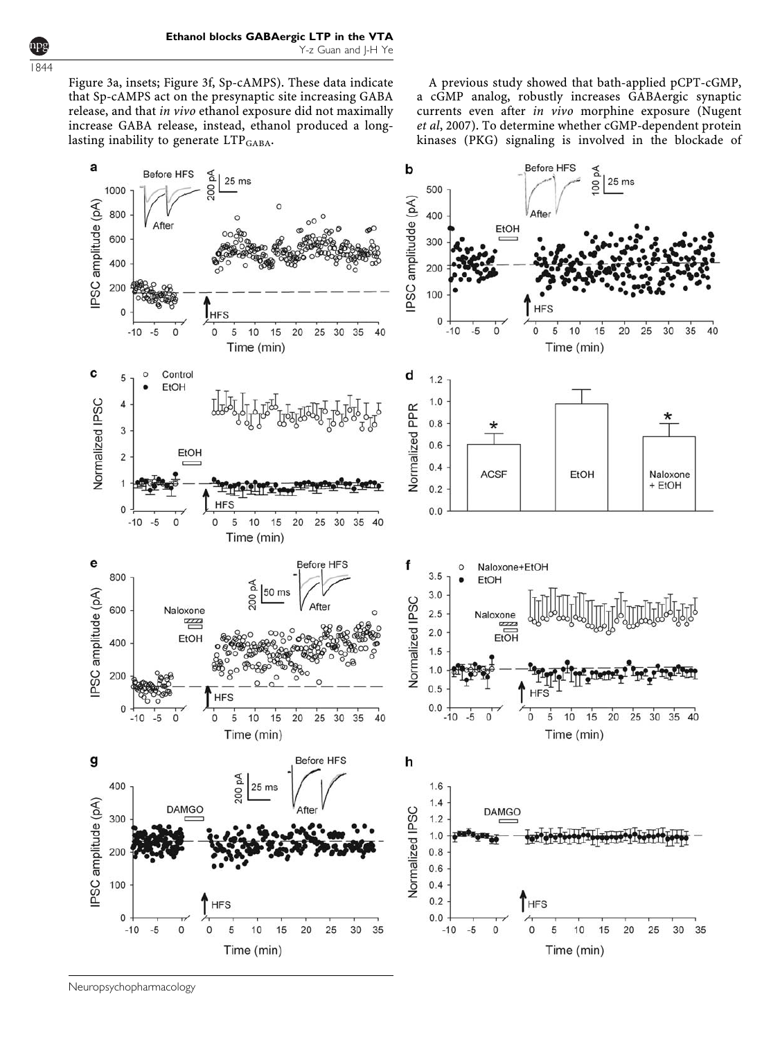Figure 3a, insets; Figure 3f, Sp-cAMPS). These data indicate that Sp-cAMPS act on the presynaptic site increasing GABA release, and that *in vivo* ethanol exposure did not maximally increase GABA release, instead, ethanol produced a long-lasting inability to generate $LTP_{GABA}$.

A previous study showed that bath-applied pCPT-cGMP, a cGMP analog, robustly increases GABAergic synaptic currents even after *in vivo* morphine exposure (Nugent *et al*, 2007). To determine whether cGMP-dependent protein kinases (PKG) signaling is involved in the blockade of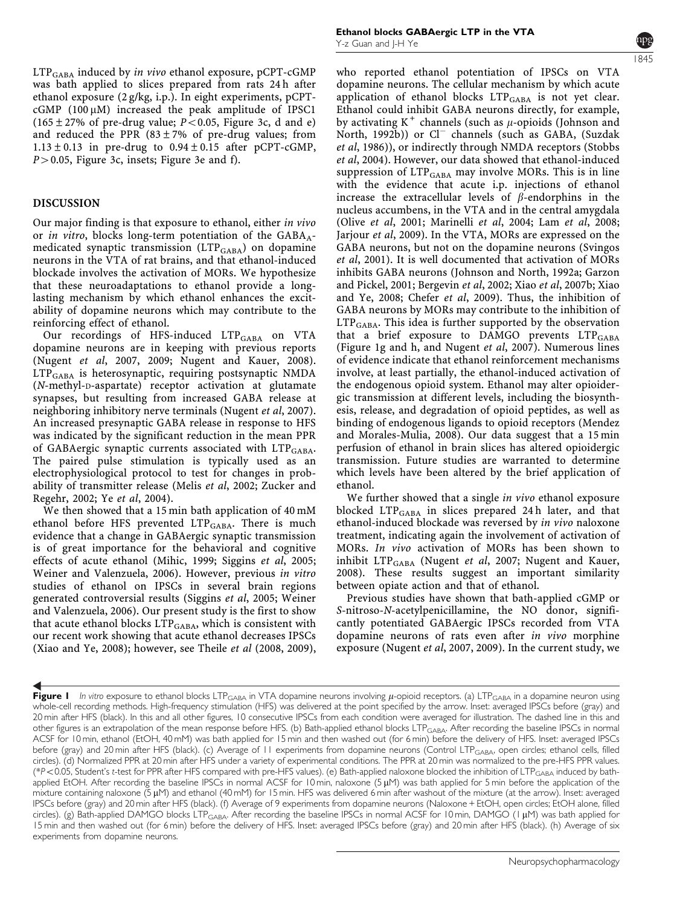$LTP_{GABA}$ induced by *in vivo* ethanol exposure, pCPT-cGMP was bath applied to slices prepared from rats 24 h after ethanol exposure (2 g/kg, i.p.). In eight experiments, pCPT-cGMP (100 μM) increased the peak amplitude of IPSC1 (165 ± 27% of pre-drug value; $P < 0.05$, Figure 3c, d and e) and reduced the PPR (83 ± 7% of pre-drug values; from 1.13 ± 0.13 in pre-drug to 0.94 ± 0.15 after pCPT-cGMP, $P > 0.05$, Figure 3c, insets; Figure 3e and f).

## DISCUSSION

Our major finding is that exposure to ethanol, either *in vivo* or *in vitro*, blocks long-term potentiation of the $GABA_A$-medicated synaptic transmission ($LTP_{GABA}$) on dopamine neurons in the VTA of rat brains, and that ethanol-induced blockade involves the activation of MORs. We hypothesize that these neuroadaptations to ethanol provide a long-lasting mechanism by which ethanol enhances the excitability of dopamine neurons which may contribute to the reinforcing effect of ethanol.

Our recordings of HFS-induced $LTP_{GABA}$ on VTA dopamine neurons are in keeping with previous reports (Nugent *et al*, 2007, 2009; Nugent and Kauer, 2008). $LTP_{GABA}$ is heterosynaptic, requiring postsynaptic NMDA (*N*-methyl-D-aspartate) receptor activation at glutamate synapses, but resulting from increased GABA release at neighboring inhibitory nerve terminals (Nugent *et al*, 2007). An increased presynaptic GABA release in response to HFS was indicated by the significant reduction in the mean PPR of GABAergic synaptic currents associated with $LTP_{GABA}$. The paired pulse stimulation is typically used as an electrophysiological protocol to test for changes in probability of transmitter release (Melis *et al*, 2002; Zucker and Regehr, 2002; Ye *et al*, 2004).

We then showed that a 15 min bath application of 40 mM ethanol before HFS prevented $LTP_{GABA}$. There is much evidence that a change in GABAergic synaptic transmission is of great importance for the behavioral and cognitive effects of acute ethanol (Mihic, 1999; Siggins *et al*, 2005; Weiner and Valenzuela, 2006). However, previous *in vitro* studies of ethanol on IPSCs in several brain regions generated controversial results (Siggins *et al*, 2005; Weiner and Valenzuela, 2006). Our present study is the first to show that acute ethanol blocks $LTP_{GABA}$, which is consistent with our recent work showing that acute ethanol decreases IPSCs (Xiao and Ye, 2008); however, see Theile *et al* (2008, 2009), who reported ethanol potentiation of IPSCs on VTA dopamine neurons. The cellular mechanism by which acute application of ethanol blocks $LTP_{GABA}$ is not yet clear. Ethanol could inhibit GABA neurons directly, for example, by activating $K^+$ channels (such as μ-opioids (Johnson and North, 1992b)) or $Cl^-$ channels (such as GABA, (Suzdak *et al*, 1986)), or indirectly through NMDA receptors (Stobbs *et al*, 2004). However, our data showed that ethanol-induced suppression of $LTP_{GABA}$ may involve MORs. This is in line with the evidence that acute i.p. injections of ethanol increase the extracellular levels of β-endorphins in the nucleus accumbens, in the VTA and in the central amygdala (Olive *et al*, 2001; Marinelli *et al*, 2004; Lam *et al*, 2008; Jarjour *et al*, 2009). In the VTA, MORs are expressed on the GABA neurons, but not on the dopamine neurons (Svingos *et al*, 2001). It is well documented that activation of MORs inhibits GABA neurons (Johnson and North, 1992a; Garzon and Pickel, 2001; Bergevin *et al*, 2002; Xiao *et al*, 2007b; Xiao and Ye, 2008; Chefer *et al*, 2009). Thus, the inhibition of GABA neurons by MORs may contribute to the inhibition of $LTP_{GABA}$. This idea is further supported by the observation that a brief exposure to DAMGO prevents $LTP_{GABA}$ (Figure 1g and h, and Nugent *et al*, 2007). Numerous lines of evidence indicate that ethanol reinforcement mechanisms involve, at least partially, the ethanol-induced activation of the endogenous opioid system. Ethanol may alter opioidergic transmission at different levels, including the biosynthesis, release, and degradation of opioid peptides, as well as binding of endogenous ligands to opioid receptors (Mendez and Morales-Mulia, 2008). Our data suggest that a 15 min perfusion of ethanol in brain slices has altered opioidergic transmission. Future studies are warranted to determine which levels have been altered by the brief application of ethanol.

We further showed that a single *in vivo* ethanol exposure blocked $LTP_{GABA}$ in slices prepared 24 h later, and that ethanol-induced blockade was reversed by *in vivo* naloxone treatment, indicating again the involvement of activation of MORs. *In vivo* activation of MORs has been shown to inhibit $LTP_{GABA}$ (Nugent *et al*, 2007; Nugent and Kauer, 2008). These results suggest an important similarity between opiate action and that of ethanol.

Previous studies have shown that bath-applied cGMP or *S*-nitroso-*N*-acetylpenicillamine, the NO donor, significantly potentiated GABAergic IPSCs recorded from VTA dopamine neurons of rats even after *in vivo* morphine exposure (Nugent *et al*, 2007, 2009). In the current study, we

**Figure 1** *In vitro* exposure to ethanol blocks $LTP_{GABA}$ in VTA dopamine neurons involving μ-opioid receptors. (a) $LTP_{GABA}$ in a dopamine neuron using whole-cell recording methods. High-frequency stimulation (HFS) was delivered at the point specified by the arrow. Inset: averaged IPSCs before (gray) and 20 min after HFS (black). In this and all other figures, 10 consecutive IPSCs from each condition were averaged for illustration. The dashed line in this and other figures is an extrapolation of the mean response before HFS. (b) Bath-applied ethanol blocks $LTP_{GABA}$. After recording the baseline IPSCs in normal ACSF for 10 min, ethanol (EtOH, 40 mM) was bath applied for 15 min and then washed out (for 6 min) before the delivery of HFS. Inset: averaged IPSCs before (gray) and 20 min after HFS (black). (c) Average of 11 experiments from dopamine neurons (Control $LTP_{GABA}$, open circles; ethanol cells, filled circles). (d) Normalized PPR at 20 min after HFS under a variety of experimental conditions. The PPR at 20 min was normalized to the pre-HFS PPR values. (\*$P < 0.05$, Student's *t*-test for PPR after HFS compared with pre-HFS values). (e) Bath-applied naloxone blocked the inhibition of $LTP_{GABA}$ induced by bath-applied EtOH. After recording the baseline IPSCs in normal ACSF for 10 min, naloxone (5 μM) was bath applied for 5 min before the application of the mixture containing naloxone (5 μM) and ethanol (40 mM) for 15 min. HFS was delivered 6 min after washout of the mixture (at the arrow). Inset: averaged IPSCs before (gray) and 20 min after HFS (black). (f) Average of 9 experiments from dopamine neurons (Naloxone + EtOH, open circles; EtOH alone, filled circles). (g) Bath-applied DAMGO blocks $LTP_{GABA}$. After recording the baseline IPSCs in normal ACSF for 10 min, DAMGO (1 μM) was bath applied for 15 min and then washed out (for 6 min) before the delivery of HFS. Inset: averaged IPSCs before (gray) and 20 min after HFS (black). (h) Average of six experiments from dopamine neurons.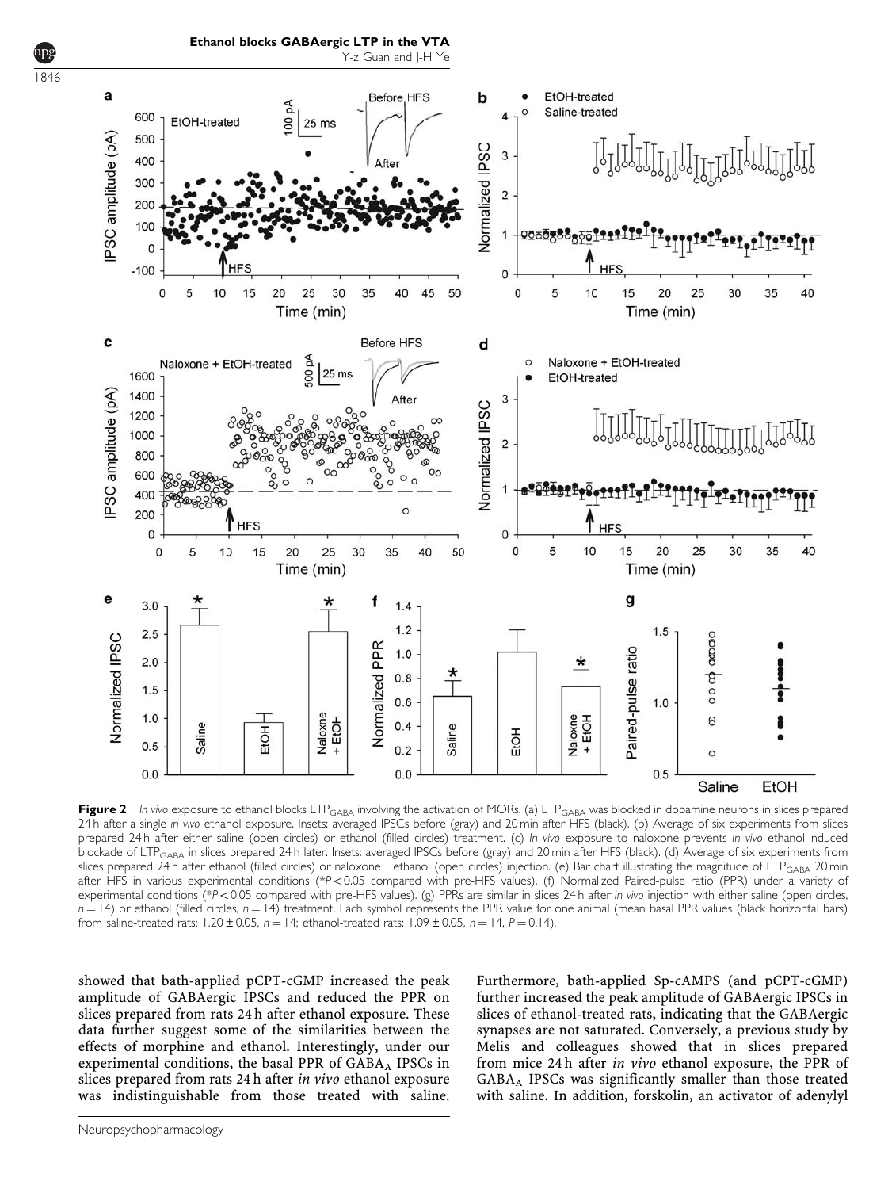**Figure 2** *In vivo* exposure to ethanol blocks $LTP_{GABA}$ involving the activation of MORs. (a) $LTP_{GABA}$ was blocked in dopamine neurons in slices prepared 24 h after a single *in vivo* ethanol exposure. Insets: averaged IPSCs before (gray) and 20 min after HFS (black). (b) Average of six experiments from slices prepared 24 h after either saline (open circles) or ethanol (filled circles) treatment. (c) *In vivo* exposure to naloxone prevents *in vivo* ethanol-induced blockade of $LTP_{GABA}$ in slices prepared 24 h later. Insets: averaged IPSCs before (gray) and 20 min after HFS (black). (d) Average of six experiments from slices prepared 24 h after ethanol (filled circles) or naloxone + ethanol (open circles) injection. (e) Bar chart illustrating the magnitude of $LTP_{GABA}$ 20 min after HFS in various experimental conditions (* $P<0.05$ compared with pre-HFS values). (f) Normalized Paired-pulse ratio (PPR) under a variety of experimental conditions (* $P<0.05$ compared with pre-HFS values). (g) PPRs are similar in slices 24 h after *in vivo* injection with either saline (open circles, $n=14$) or ethanol (filled circles, $n=14$) treatment. Each symbol represents the PPR value for one animal (mean basal PPR values (black horizontal bars) from saline-treated rats: $1.20 \pm 0.05$, $n=14$; ethanol-treated rats: $1.09 \pm 0.05$, $n=14$, $P=0.14$).

showed that bath-applied pCPT-cGMP increased the peak amplitude of GABAergic IPSCs and reduced the PPR on slices prepared from rats 24 h after ethanol exposure. These data further suggest some of the similarities between the effects of morphine and ethanol. Interestingly, under our experimental conditions, the basal PPR of $GABA_A$ IPSCs in slices prepared from rats 24 h after *in vivo* ethanol exposure was indistinguishable from those treated with saline. Furthermore, bath-applied Sp-cAMPS (and pCPT-cGMP) further increased the peak amplitude of GABAergic IPSCs in slices of ethanol-treated rats, indicating that the GABAergic synapses are not saturated. Conversely, a previous study by Melis and colleagues showed that in slices prepared from mice 24 h after *in vivo* ethanol exposure, the PPR of $GABA_A$ IPSCs was significantly smaller than those treated with saline. In addition, forskolin, an activator of adenylyl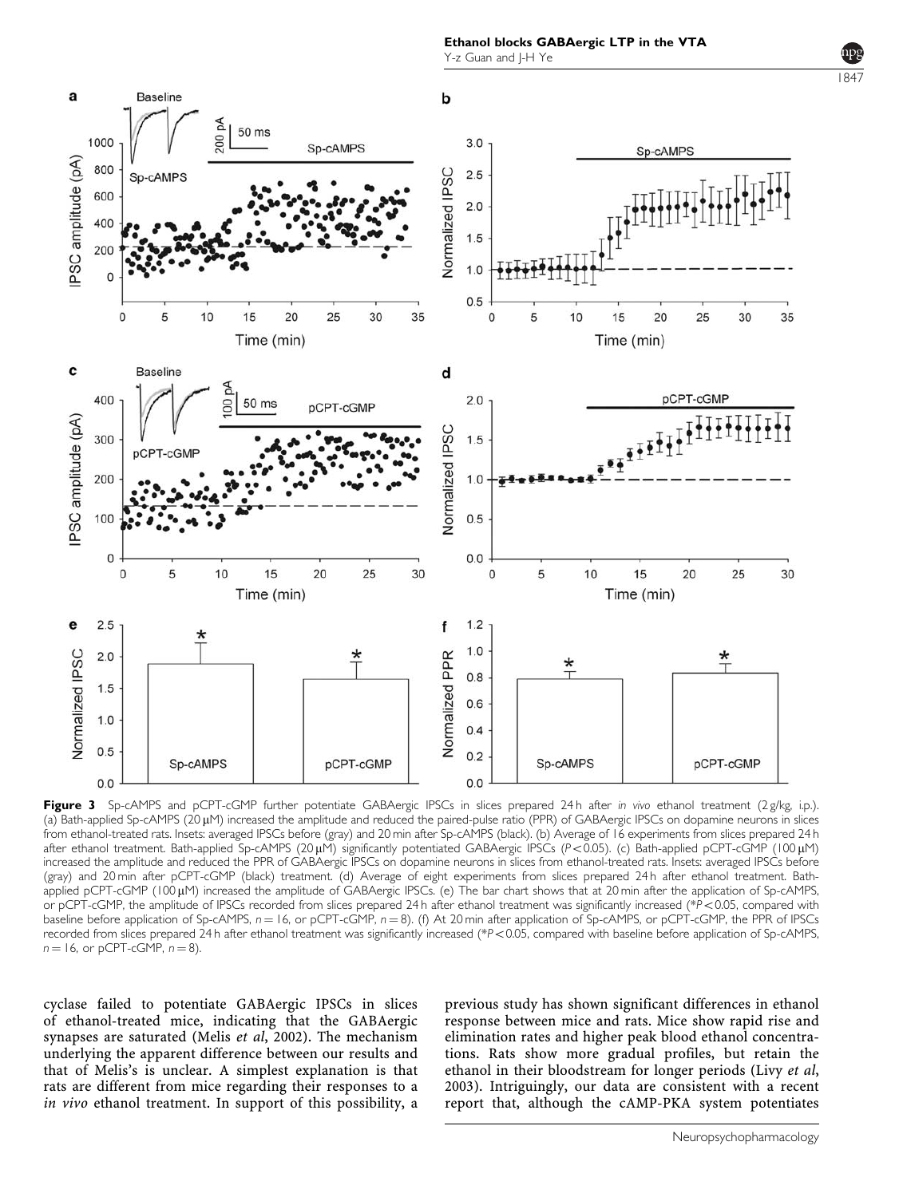**Figure 3** Sp-cAMPS and pCPT-cGMP further potentiate GABAergic IPSCs in slices prepared 24 h after *in vivo* ethanol treatment (2 g/kg, i.p.). (a) Bath-applied Sp-cAMPS (20 μM) increased the amplitude and reduced the paired-pulse ratio (PPR) of GABAergic IPSCs on dopamine neurons in slices from ethanol-treated rats. Insets: averaged IPSCs before (gray) and 20 min after Sp-cAMPS (black). (b) Average of 16 experiments from slices prepared 24 h after ethanol treatment. Bath-applied Sp-cAMPS (20 μM) significantly potentiated GABAergic IPSCs ($P < 0.05$). (c) Bath-applied pCPT-cGMP (100 μM) increased the amplitude and reduced the PPR of GABAergic IPSCs on dopamine neurons in slices from ethanol-treated rats. Insets: averaged IPSCs before (gray) and 20 min after pCPT-cGMP (black) treatment. (d) Average of eight experiments from slices prepared 24 h after ethanol treatment. Bath-applied pCPT-cGMP (100 μM) increased the amplitude of GABAergic IPSCs. (e) The bar chart shows that at 20 min after the application of Sp-cAMPS, or pCPT-cGMP, the amplitude of IPSCs recorded from slices prepared 24 h after ethanol treatment was significantly increased (*$P < 0.05$, compared with baseline before application of Sp-cAMPS, $n = 16$, or pCPT-cGMP, $n = 8$). (f) At 20 min after application of Sp-cAMPS, or pCPT-cGMP, the PPR of IPSCs recorded from slices prepared 24 h after ethanol treatment was significantly increased (*$P < 0.05$, compared with baseline before application of Sp-cAMPS, $n = 16$, or pCPT-cGMP, $n = 8$).

cyclase failed to potentiate GABAergic IPSCs in slices of ethanol-treated mice, indicating that the GABAergic synapses are saturated (Melis *et al*, 2002). The mechanism underlying the apparent difference between our results and that of Melis's is unclear. A simplest explanation is that rats are different from mice regarding their responses to a *in vivo* ethanol treatment. In support of this possibility, a previous study has shown significant differences in ethanol response between mice and rats. Mice show rapid rise and elimination rates and higher peak blood ethanol concentrations. Rats show more gradual profiles, but retain the ethanol in their bloodstream for longer periods (Livy *et al*, 2003). Intriguingly, our data are consistent with a recent report that, although the cAMP-PKA system potentiates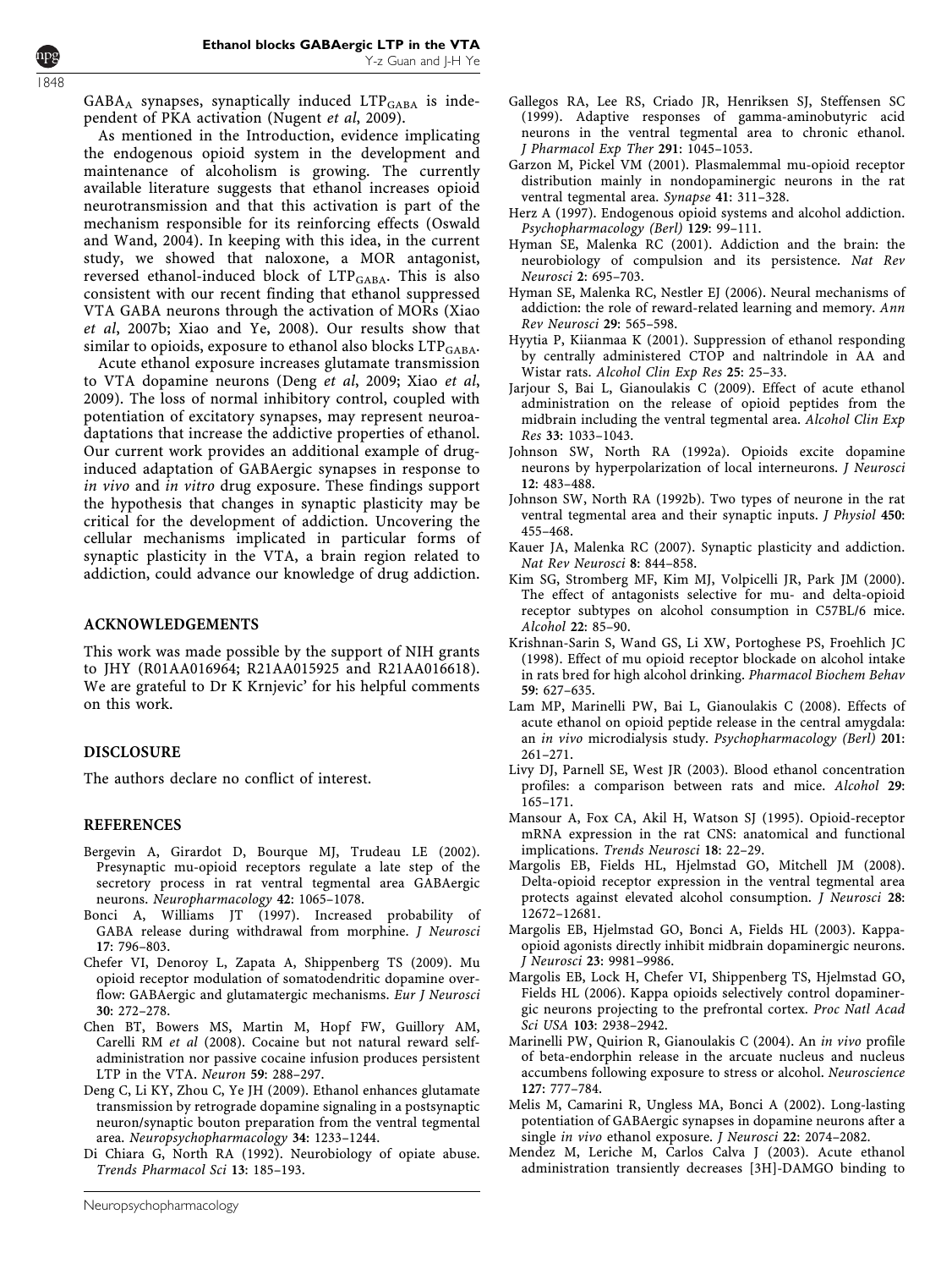$GABA_A$ synapses, synaptically induced $LTP_{GABA}$ is independent of PKA activation (Nugent *et al*, 2009).

As mentioned in the Introduction, evidence implicating the endogenous opioid system in the development and maintenance of alcoholism is growing. The currently available literature suggests that ethanol increases opioid neurotransmission and that this activation is part of the mechanism responsible for its reinforcing effects (Oswald and Wand, 2004). In keeping with this idea, in the current study, we showed that naloxone, a MOR antagonist, reversed ethanol-induced block of $LTP_{GABA}$. This is also consistent with our recent finding that ethanol suppressed VTA GABA neurons through the activation of MORs (Xiao *et al*, 2007b; Xiao and Ye, 2008). Our results show that similar to opioids, exposure to ethanol also blocks $LTP_{GABA}$.

Acute ethanol exposure increases glutamate transmission to VTA dopamine neurons (Deng *et al*, 2009; Xiao *et al*, 2009). The loss of normal inhibitory control, coupled with potentiation of excitatory synapses, may represent neuroadaptations that increase the addictive properties of ethanol. Our current work provides an additional example of drug-induced adaptation of GABAergic synapses in response to *in vivo* and *in vitro* drug exposure. These findings support the hypothesis that changes in synaptic plasticity may be critical for the development of addiction. Uncovering the cellular mechanisms implicated in particular forms of synaptic plasticity in the VTA, a brain region related to addiction, could advance our knowledge of drug addiction.

## ACKNOWLEDGEMENTS

This work was made possible by the support of NIH grants to JHY (R01AA016964; R21AA015925 and R21AA016618). We are grateful to Dr K Krnjevic' for his helpful comments on this work.

## DISCLOSURE

The authors declare no conflict of interest.

## REFERENCES

Bergevin A, Girardot D, Bourque MJ, Trudeau LE (2002). Presynaptic mu-opioid receptors regulate a late step of the secretory process in rat ventral tegmental area GABAergic neurons. *Neuropharmacology* **42**: 1065–1078.

Bonci A, Williams JT (1997). Increased probability of GABA release during withdrawal from morphine. *J Neurosci* **17**: 796–803.

Chefer VI, Denoroy L, Zapata A, Shippenberg TS (2009). Mu opioid receptor modulation of somatodendritic dopamine overflow: GABAergic and glutamatergic mechanisms. *Eur J Neurosci* **30**: 272–278.

Chen BT, Bowers MS, Martin M, Hopf FW, Guillory AM, Carelli RM *et al* (2008). Cocaine but not natural reward self-administration nor passive cocaine infusion produces persistent LTP in the VTA. *Neuron* **59**: 288–297.

Deng C, Li KY, Zhou C, Ye JH (2009). Ethanol enhances glutamate transmission by retrograde dopamine signaling in a postsynaptic neuron/synaptic bouton preparation from the ventral tegmental area. *Neuropsychopharmacology* **34**: 1233–1244.

Di Chiara G, North RA (1992). Neurobiology of opiate abuse. *Trends Pharmacol Sci* **13**: 185–193.

Gallegos RA, Lee RS, Criado JR, Henriksen SJ, Steffensen SC (1999). Adaptive responses of gamma-aminobutyric acid neurons in the ventral tegmental area to chronic ethanol. *J Pharmacol Exp Ther* **291**: 1045–1053.

Garzon M, Pickel VM (2001). Plasmalemmal mu-opioid receptor distribution mainly in nondopaminergic neurons in the rat ventral tegmental area. *Synapse* **41**: 311–328.

Herz A (1997). Endogenous opioid systems and alcohol addiction. *Psychopharmacology (Berl)* **129**: 99–111.

Hyman SE, Malenka RC (2001). Addiction and the brain: the neurobiology of compulsion and its persistence. *Nat Rev Neurosci* **2**: 695–703.

Hyman SE, Malenka RC, Nestler EJ (2006). Neural mechanisms of addiction: the role of reward-related learning and memory. *Ann Rev Neurosci* **29**: 565–598.

Hyytia P, Kiianmaa K (2001). Suppression of ethanol responding by centrally administered CTOP and naltrindole in AA and Wistar rats. *Alcohol Clin Exp Res* **25**: 25–33.

Jarjour S, Bai L, Gianoulakis C (2009). Effect of acute ethanol administration on the release of opioid peptides from the midbrain including the ventral tegmental area. *Alcohol Clin Exp Res* **33**: 1033–1043.

Johnson SW, North RA (1992a). Opioids excite dopamine neurons by hyperpolarization of local interneurons. *J Neurosci* **12**: 483–488.

Johnson SW, North RA (1992b). Two types of neurone in the rat ventral tegmental area and their synaptic inputs. *J Physiol* **450**: 455–468.

Kauer JA, Malenka RC (2007). Synaptic plasticity and addiction. *Nat Rev Neurosci* **8**: 844–858.

Kim SG, Stromberg MF, Kim MJ, Volpicelli JR, Park JM (2000). The effect of antagonists selective for mu- and delta-opioid receptor subtypes on alcohol consumption in C57BL/6 mice. *Alcohol* **22**: 85–90.

Krishnan-Sarin S, Wand GS, Li XW, Portoghese PS, Froehlich JC (1998). Effect of mu opioid receptor blockade on alcohol intake in rats bred for high alcohol drinking. *Pharmacol Biochem Behav* **59**: 627–635.

Lam MP, Marinelli PW, Bai L, Gianoulakis C (2008). Effects of acute ethanol on opioid peptide release in the central amygdala: an *in vivo* microdialysis study. *Psychopharmacology (Berl)* **201**: 261–271.

Livy DJ, Parnell SE, West JR (2003). Blood ethanol concentration profiles: a comparison between rats and mice. *Alcohol* **29**: 165–171.

Mansour A, Fox CA, Akil H, Watson SJ (1995). Opioid-receptor mRNA expression in the rat CNS: anatomical and functional implications. *Trends Neurosci* **18**: 22–29.

Margolis EB, Fields HL, Hjelmstad GO, Mitchell JM (2008). Delta-opioid receptor expression in the ventral tegmental area protects against elevated alcohol consumption. *J Neurosci* **28**: 12672–12681.

Margolis EB, Hjelmstad GO, Bonci A, Fields HL (2003). Kappa-opioid agonists directly inhibit midbrain dopaminergic neurons. *J Neurosci* **23**: 9981–9986.

Margolis EB, Lock H, Chefer VI, Shippenberg TS, Hjelmstad GO, Fields HL (2006). Kappa opioids selectively control dopaminergic neurons projecting to the prefrontal cortex. *Proc Natl Acad Sci USA* **103**: 2938–2942.

Marinelli PW, Quirion R, Gianoulakis C (2004). An *in vivo* profile of beta-endorphin release in the arcuate nucleus and nucleus accumbens following exposure to stress or alcohol. *Neuroscience* **127**: 777–784.

Melis M, Camarini R, Ungless MA, Bonci A (2002). Long-lasting potentiation of GABAergic synapses in dopamine neurons after a single *in vivo* ethanol exposure. *J Neurosci* **22**: 2074–2082.

Mendez M, Leriche M, Carlos Calva J (2003). Acute ethanol administration transiently decreases [3H]-DAMGO binding to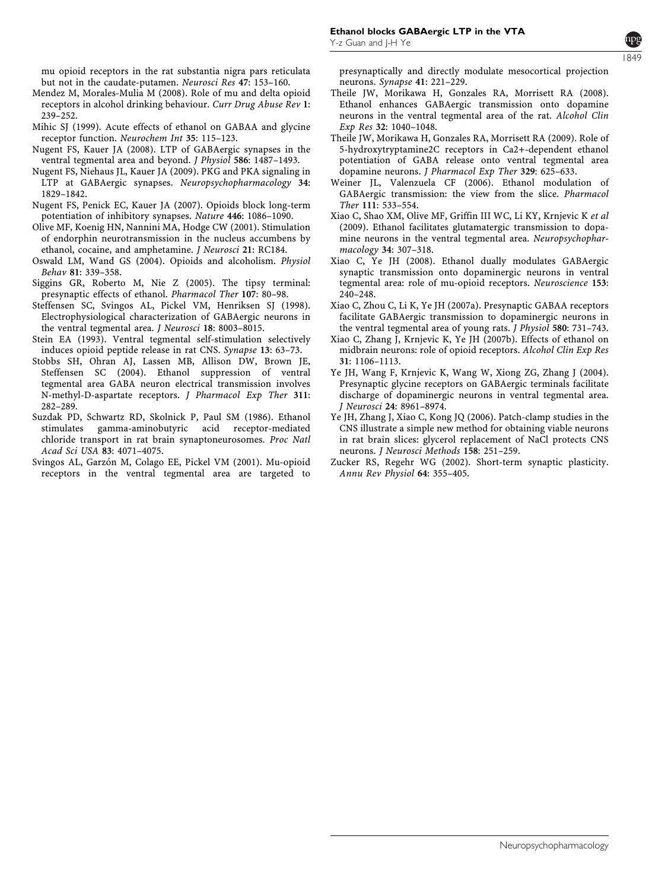mu opioid receptors in the rat substantia nigra pars reticulata but not in the caudate-putamen. *Neurosci Res* **47**: 153–160.

Mendez M, Morales-Mulia M (2008). Role of mu and delta opioid receptors in alcohol drinking behaviour. *Curr Drug Abuse Rev* **1**: 239–252.

Mihic SJ (1999). Acute effects of ethanol on GABAA and glycine receptor function. *Neurochem Int* **35**: 115–123.

Nugent FS, Kauer JA (2008). LTP of GABAergic synapses in the ventral tegmental area and beyond. *J Physiol* **586**: 1487–1493.

Nugent FS, Niehaus JL, Kauer JA (2009). PKG and PKA signaling in LTP at GABAergic synapses. *Neuropsychopharmacology* **34**: 1829–1842.

Nugent FS, Penick EC, Kauer JA (2007). Opioids block long-term potentiation of inhibitory synapses. *Nature* **446**: 1086–1090.

Olive MF, Koenig HN, Nannini MA, Hodge CW (2001). Stimulation of endorphin neurotransmission in the nucleus accumbens by ethanol, cocaine, and amphetamine. *J Neurosci* **21**: RC184.

Oswald LM, Wand GS (2004). Opioids and alcoholism. *Physiol Behav* **81**: 339–358.

Siggins GR, Roberto M, Nie Z (2005). The tipsy terminal: presynaptic effects of ethanol. *Pharmacol Ther* **107**: 80–98.

Steffensen SC, Svingos AL, Pickel VM, Henriksen SJ (1998). Electrophysiological characterization of GABAergic neurons in the ventral tegmental area. *J Neurosci* **18**: 8003–8015.

Stein EA (1993). Ventral tegmental self-stimulation selectively induces opioid peptide release in rat CNS. *Synapse* **13**: 63–73.

Stobbs SH, Ohran AJ, Lassen MB, Allison DW, Brown JE, Steffensen SC (2004). Ethanol suppression of ventral tegmental area GABA neuron electrical transmission involves N-methyl-D-aspartate receptors. *J Pharmacol Exp Ther* **311**: 282–289.

Suzdak PD, Schwartz RD, Skolnick P, Paul SM (1986). Ethanol stimulates gamma-aminobutyric acid receptor-mediated chloride transport in rat brain synaptoneurosomes. *Proc Natl Acad Sci USA* **83**: 4071–4075.

Svingos AL, Garzón M, Colago EE, Pickel VM (2001). Mu-opioid receptors in the ventral tegmental area are targeted to presynaptically and directly modulate mesocortical projection neurons. *Synapse* **41**: 221–229.

Theile JW, Morikawa H, Gonzales RA, Morrisett RA (2008). Ethanol enhances GABAergic transmission onto dopamine neurons in the ventral tegmental area of the rat. *Alcohol Clin Exp Res* **32**: 1040–1048.

Theile JW, Morikawa H, Gonzales RA, Morrisett RA (2009). Role of 5-hydroxytryptamine2C receptors in Ca2+-dependent ethanol potentiation of GABA release onto ventral tegmental area dopamine neurons. *J Pharmacol Exp Ther* **329**: 625–633.

Weiner JL, Valenzuela CF (2006). Ethanol modulation of GABAergic transmission: the view from the slice. *Pharmacol Ther* **111**: 533–554.

Xiao C, Shao XM, Olive MF, Griffin III WC, Li KY, Krnjevic K *et al* (2009). Ethanol facilitates glutamatergic transmission to dopamine neurons in the ventral tegmental area. *Neuropsychopharmacology* **34**: 307–318.

Xiao C, Ye JH (2008). Ethanol dually modulates GABAergic synaptic transmission onto dopaminergic neurons in ventral tegmental area: role of mu-opioid receptors. *Neuroscience* **153**: 240–248.

Xiao C, Zhou C, Li K, Ye JH (2007a). Presynaptic GABAA receptors facilitate GABAergic transmission to dopaminergic neurons in the ventral tegmental area of young rats. *J Physiol* **580**: 731–743.

Xiao C, Zhang J, Krnjevic K, Ye JH (2007b). Effects of ethanol on midbrain neurons: role of opioid receptors. *Alcohol Clin Exp Res* **31**: 1106–1113.

Ye JH, Wang F, Krnjevic K, Wang W, Xiong ZG, Zhang J (2004). Presynaptic glycine receptors on GABAergic terminals facilitate discharge of dopaminergic neurons in ventral tegmental area. *J Neurosci* **24**: 8961–8974.

Ye JH, Zhang J, Xiao C, Kong JQ (2006). Patch-clamp studies in the CNS illustrate a simple new method for obtaining viable neurons in rat brain slices: glycerol replacement of NaCl protects CNS neurons. *J Neurosci Methods* **158**: 251–259.

Zucker RS, Regehr WG (2002). Short-term synaptic plasticity. *Annu Rev Physiol* **64**: 355–405.